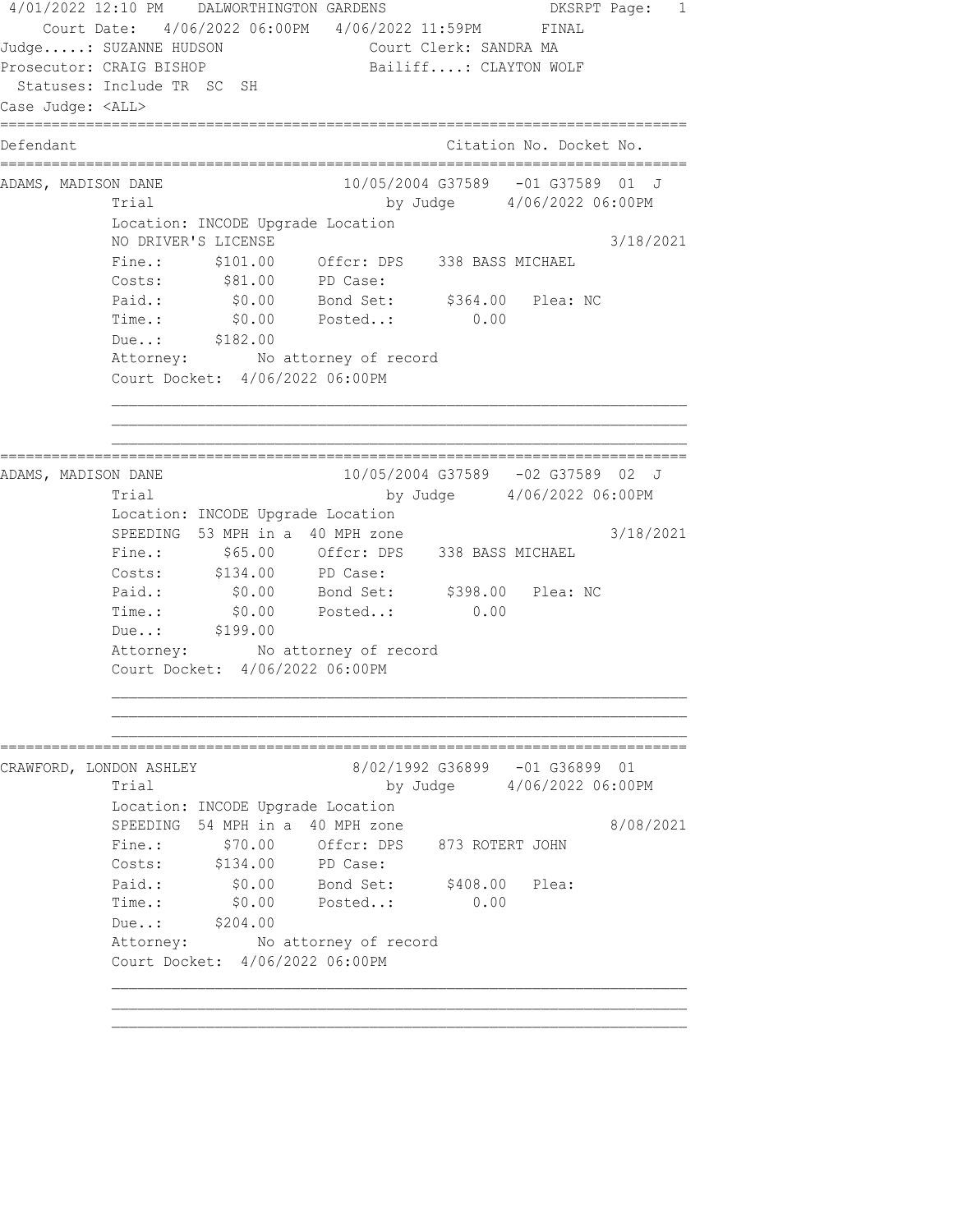```
4/01/2022 12:10 PM    DALWORTHINGTON GARDENS                        DKSRPT Page:  1
    Court Date:  4/06/2022 06:00PM   4/06/2022 11:59PM       FINAL
Judge.....: SUZANNE HUDSON                Court Clerk: SANDRA MA
Prosecutor: CRAIG BISHOP                  Bailiff....: CLAYTON WOLF
  Statuses: Include TR  SC  SH
Case Judge: <ALL>
================================================================================
Defendant                                               Citation No. Docket No.
================================================================================
ADAMS, MADISON DANE                      10/05/2004 G37589   -01 G37589  01  J
             Trial                            by Judge      4/06/2022 06:00PM
             Location: INCODE Upgrade Location
             NO DRIVER'S LICENSE                                        3/18/2021
             Fine.:      $101.00     Offcr: DPS    338 BASS MICHAEL
             Costs:       $81.00     PD Case:
             Paid.:        $0.00     Bond Set:      $364.00   Plea: NC
             Time.:        $0.00     Posted..:         0.00
             Due..:      $182.00
             Attorney:         No attorney of record
             Court Docket:  4/06/2022 06:00PM

             ____________________________________________________________________
             ____________________________________________________________________
             ____________________________________________________________________
================================================================================
ADAMS, MADISON DANE                      10/05/2004 G37589   -02 G37589  02  J
             Trial                            by Judge      4/06/2022 06:00PM
             Location: INCODE Upgrade Location
             SPEEDING  53 MPH in a  40 MPH zone                         3/18/2021
             Fine.:       $65.00     Offcr: DPS    338 BASS MICHAEL
             Costs:      $134.00     PD Case:
             Paid.:        $0.00     Bond Set:      $398.00   Plea: NC
             Time.:        $0.00     Posted..:         0.00
             Due..:      $199.00
             Attorney:         No attorney of record
             Court Docket:  4/06/2022 06:00PM

             ____________________________________________________________________
             ____________________________________________________________________
             ____________________________________________________________________
================================================================================
CRAWFORD, LONDON ASHLEY                   8/02/1992 G36899   -01 G36899  01
             Trial                            by Judge      4/06/2022 06:00PM
             Location: INCODE Upgrade Location
             SPEEDING  54 MPH in a  40 MPH zone                         8/08/2021
             Fine.:       $70.00     Offcr: DPS    873 ROTERT JOHN
             Costs:      $134.00     PD Case:
             Paid.:        $0.00     Bond Set:      $408.00   Plea:
             Time.:        $0.00     Posted..:         0.00
             Due..:      $204.00
             Attorney:         No attorney of record
             Court Docket:  4/06/2022 06:00PM

             ____________________________________________________________________
             ____________________________________________________________________
             ____________________________________________________________________
```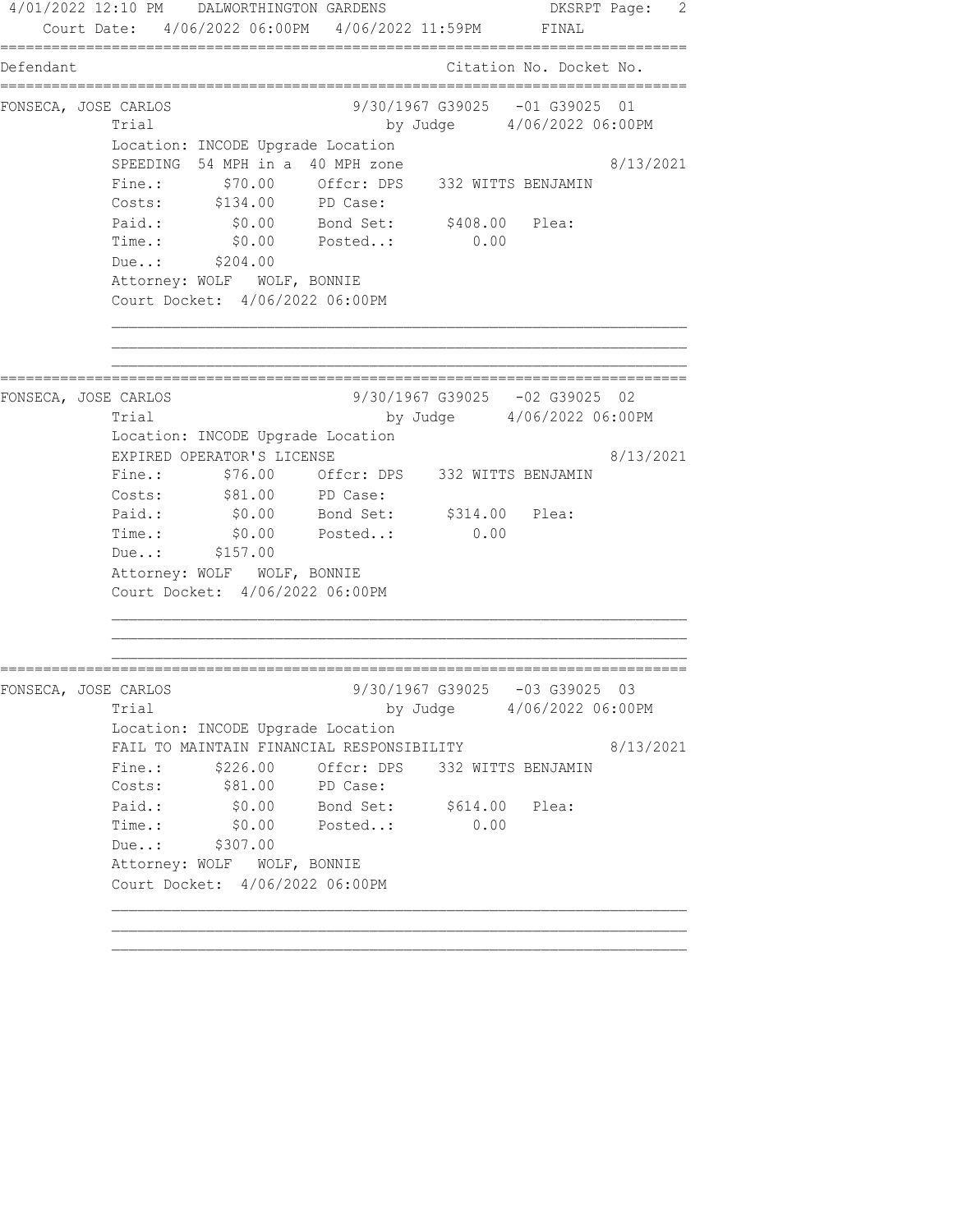4/01/2022 12:10 PM DALWORTHINGTON GARDENS DKSRPT

Court Date: 4/06/2022 06:00PM 4/06/2022 11:59PM FINAL

| Defendant | Citation No. | Docket No. |
|---|---|---|

---

**FONSECA, JOSE CARLOS** — 9/30/1967 — Citation No. G39025 -01 — Docket No. G39025 01

Trial by Judge 4/06/2022 06:00PM

Location: INCODE Upgrade Location

SPEEDING 54 MPH in a 40 MPH zone — 8/13/2021

| | | | |
|---|---|---|---|
| Fine.: | $70.00 | Offcr: DPS | 332 WITTS BENJAMIN |
| Costs: | $134.00 | PD Case: | |
| Paid.: | $0.00 | Bond Set: | $408.00 Plea: |
| Time.: | $0.00 | Posted..: | 0.00 |
| Due..: | $204.00 | | |

Attorney: WOLF WOLF, BONNIE

Court Docket: 4/06/2022 06:00PM

---

**FONSECA, JOSE CARLOS** — 9/30/1967 — Citation No. G39025 -02 — Docket No. G39025 02

Trial by Judge 4/06/2022 06:00PM

Location: INCODE Upgrade Location

EXPIRED OPERATOR'S LICENSE — 8/13/2021

| | | | |
|---|---|---|---|
| Fine.: | $76.00 | Offcr: DPS | 332 WITTS BENJAMIN |
| Costs: | $81.00 | PD Case: | |
| Paid.: | $0.00 | Bond Set: | $314.00 Plea: |
| Time.: | $0.00 | Posted..: | 0.00 |
| Due..: | $157.00 | | |

Attorney: WOLF WOLF, BONNIE

Court Docket: 4/06/2022 06:00PM

---

**FONSECA, JOSE CARLOS** — 9/30/1967 — Citation No. G39025 -03 — Docket No. G39025 03

Trial by Judge 4/06/2022 06:00PM

Location: INCODE Upgrade Location

FAIL TO MAINTAIN FINANCIAL RESPONSIBILITY — 8/13/2021

| | | | |
|---|---|---|---|
| Fine.: | $226.00 | Offcr: DPS | 332 WITTS BENJAMIN |
| Costs: | $81.00 | PD Case: | |
| Paid.: | $0.00 | Bond Set: | $614.00 Plea: |
| Time.: | $0.00 | Posted..: | 0.00 |
| Due..: | $307.00 | | |

Attorney: WOLF WOLF, BONNIE

Court Docket: 4/06/2022 06:00PM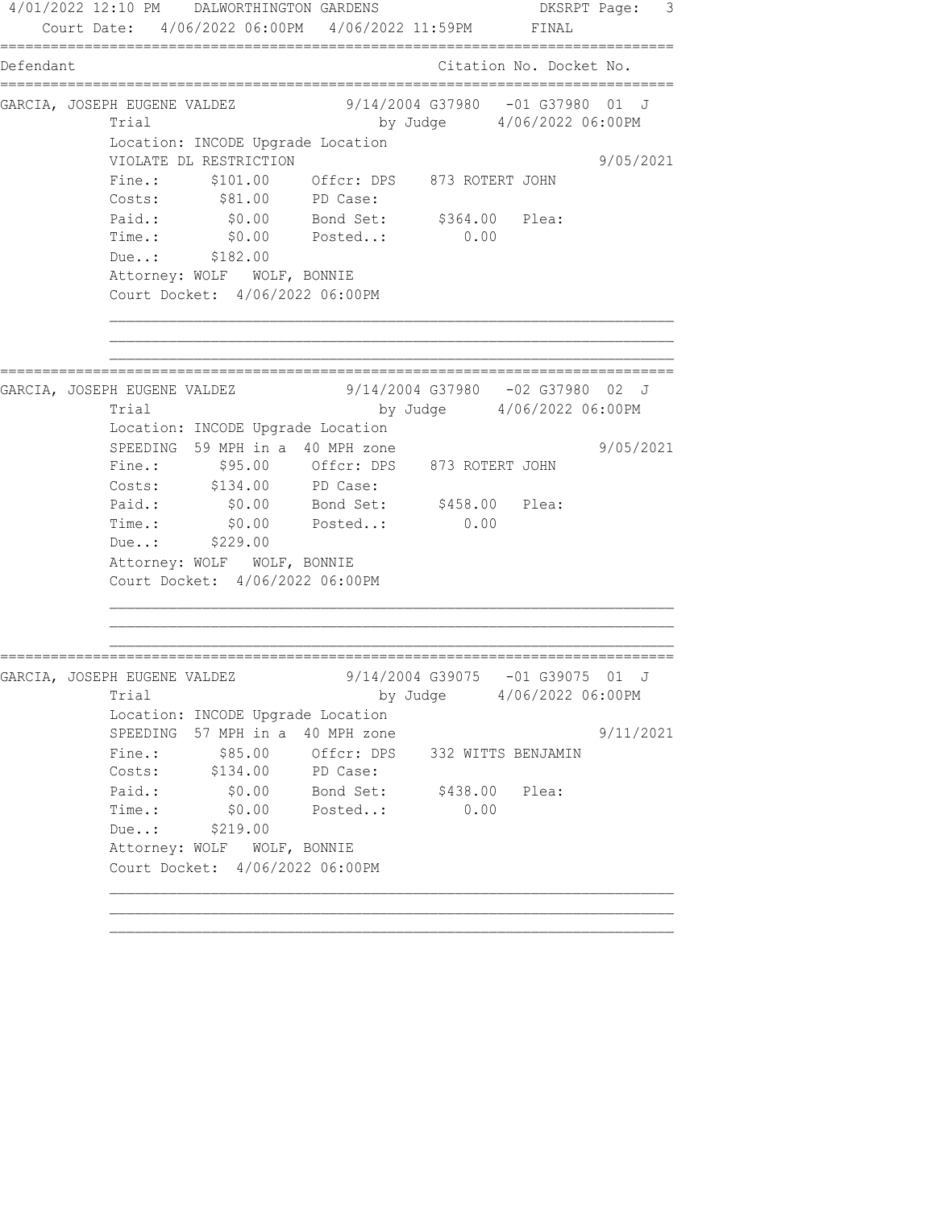4/01/2022 12:10 PM DALWORTHINGTON GARDENS DKSRPT

Court Date: 4/06/2022 06:00PM 4/06/2022 11:59PM FINAL

| Defendant | Citation No. Docket No. |
| --- | --- |

---

**GARCIA, JOSEPH EUGENE VALDEZ** 9/14/2004 G37980 -01 G37980 01 J

Trial by Judge 4/06/2022 06:00PM

Location: INCODE Upgrade Location

VIOLATE DL RESTRICTION 9/05/2021

Fine.: $101.00 Offcr: DPS 873 ROTERT JOHN

Costs: $81.00 PD Case:

Paid.: $0.00 Bond Set: $364.00 Plea:

Time.: $0.00 Posted..: 0.00

Due..: $182.00

Attorney: WOLF WOLF, BONNIE

Court Docket: 4/06/2022 06:00PM

---

**GARCIA, JOSEPH EUGENE VALDEZ** 9/14/2004 G37980 -02 G37980 02 J

Trial by Judge 4/06/2022 06:00PM

Location: INCODE Upgrade Location

SPEEDING 59 MPH in a 40 MPH zone 9/05/2021

Fine.: $95.00 Offcr: DPS 873 ROTERT JOHN

Costs: $134.00 PD Case:

Paid.: $0.00 Bond Set: $458.00 Plea:

Time.: $0.00 Posted..: 0.00

Due..: $229.00

Attorney: WOLF WOLF, BONNIE

Court Docket: 4/06/2022 06:00PM

---

**GARCIA, JOSEPH EUGENE VALDEZ** 9/14/2004 G39075 -01 G39075 01 J

Trial by Judge 4/06/2022 06:00PM

Location: INCODE Upgrade Location

SPEEDING 57 MPH in a 40 MPH zone 9/11/2021

Fine.: $85.00 Offcr: DPS 332 WITTS BENJAMIN

Costs: $134.00 PD Case:

Paid.: $0.00 Bond Set: $438.00 Plea:

Time.: $0.00 Posted..: 0.00

Due..: $219.00

Attorney: WOLF WOLF, BONNIE

Court Docket: 4/06/2022 06:00PM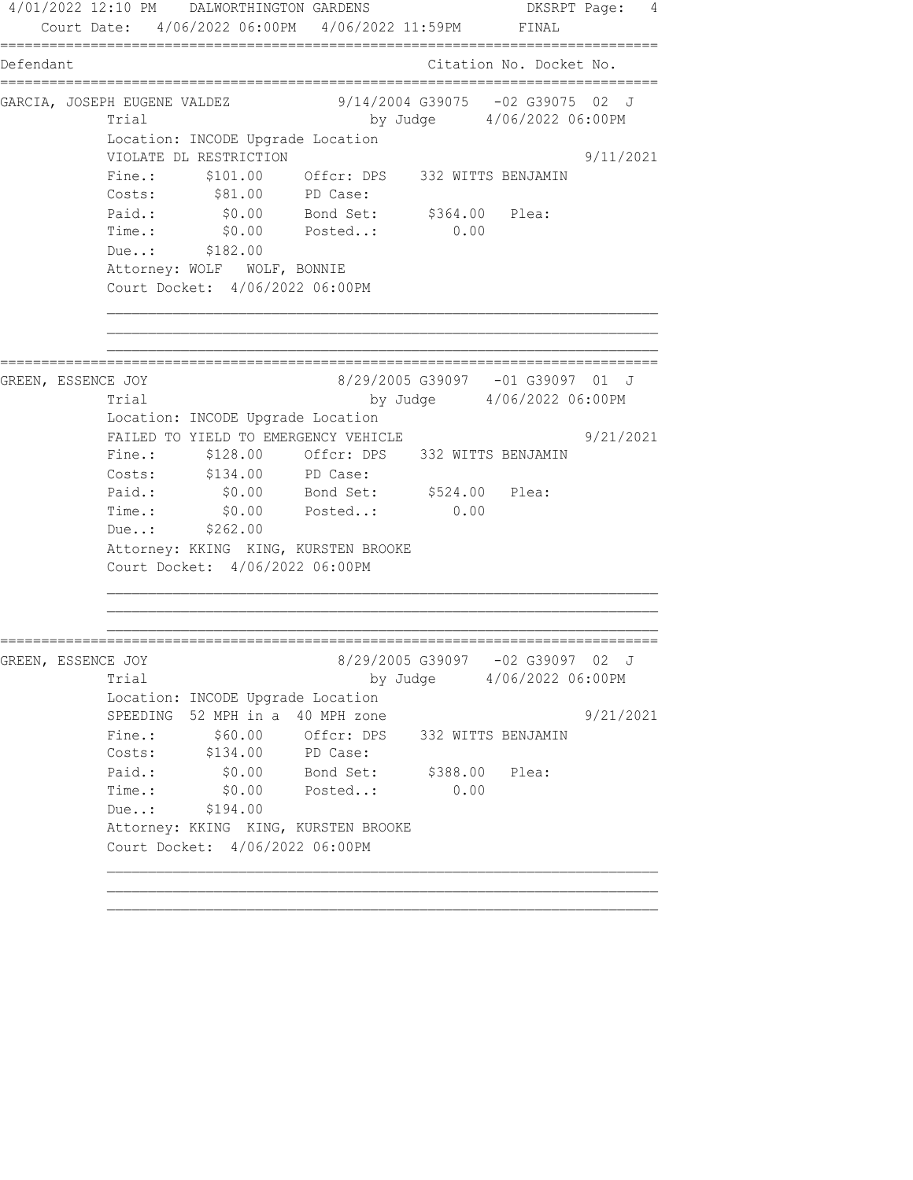Court Date: 4/06/2022 06:00PM 4/06/2022 11:59PM FINAL

| Defendant | Citation No. Docket No. |
|---|---|

**GARCIA, JOSEPH EUGENE VALDEZ** — 9/14/2004 G39075 -02 G39075 02 J

Trial — by Judge 4/06/2022 06:00PM

Location: INCODE Upgrade Location

VIOLATE DL RESTRICTION — 9/11/2021

| | | | |
|---|---|---|---|
| Fine.: | $101.00 | Offcr: DPS | 332 WITTS BENJAMIN |
| Costs: | $81.00 | PD Case: | |
| Paid.: | $0.00 | Bond Set: | $364.00 Plea: |
| Time.: | $0.00 | Posted..: | 0.00 |
| Due..: | $182.00 | | |

Attorney: WOLF WOLF, BONNIE

Court Docket: 4/06/2022 06:00PM

---

**GREEN, ESSENCE JOY** — 8/29/2005 G39097 -01 G39097 01 J

Trial — by Judge 4/06/2022 06:00PM

Location: INCODE Upgrade Location

FAILED TO YIELD TO EMERGENCY VEHICLE — 9/21/2021

| | | | |
|---|---|---|---|
| Fine.: | $128.00 | Offcr: DPS | 332 WITTS BENJAMIN |
| Costs: | $134.00 | PD Case: | |
| Paid.: | $0.00 | Bond Set: | $524.00 Plea: |
| Time.: | $0.00 | Posted..: | 0.00 |
| Due..: | $262.00 | | |

Attorney: KKING KING, KURSTEN BROOKE

Court Docket: 4/06/2022 06:00PM

---

**GREEN, ESSENCE JOY** — 8/29/2005 G39097 -02 G39097 02 J

Trial — by Judge 4/06/2022 06:00PM

Location: INCODE Upgrade Location

SPEEDING 52 MPH in a 40 MPH zone — 9/21/2021

| | | | |
|---|---|---|---|
| Fine.: | $60.00 | Offcr: DPS | 332 WITTS BENJAMIN |
| Costs: | $134.00 | PD Case: | |
| Paid.: | $0.00 | Bond Set: | $388.00 Plea: |
| Time.: | $0.00 | Posted..: | 0.00 |
| Due..: | $194.00 | | |

Attorney: KKING KING, KURSTEN BROOKE

Court Docket: 4/06/2022 06:00PM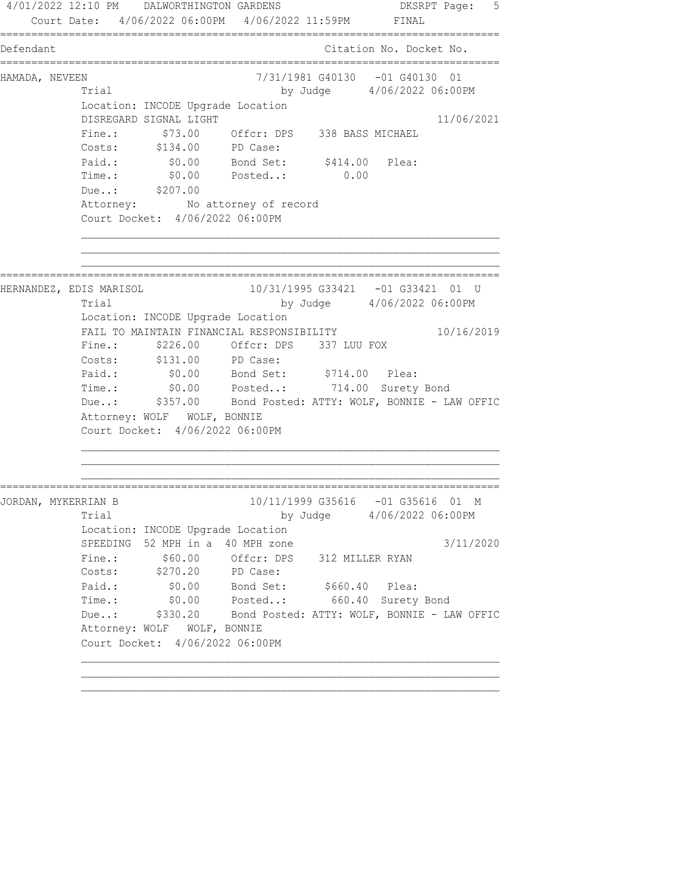```
4/01/2022 12:10 PM    DALWORTHINGTON GARDENS                        DKSRPT Page:  5
    Court Date:  4/06/2022 06:00PM   4/06/2022 11:59PM        FINAL
================================================================================
Defendant                                               Citation No. Docket No.
================================================================================
HAMADA, NEVEEN                          7/31/1981 G40130   -01 G40130  01
             Trial                             by Judge      4/06/2022 06:00PM
             Location: INCODE Upgrade Location
             DISREGARD SIGNAL LIGHT                                      11/06/2021
             Fine.:       $73.00     Offcr: DPS    338 BASS MICHAEL
             Costs:      $134.00     PD Case:
             Paid.:        $0.00     Bond Set:      $414.00   Plea:
             Time.:        $0.00     Posted..:         0.00
             Due..:      $207.00
             Attorney:        No attorney of record
             Court Docket:  4/06/2022 06:00PM

             ______________________________________________________________________
             ______________________________________________________________________
             ______________________________________________________________________
================================================================================
HERNANDEZ, EDIS MARISOL                10/31/1995 G33421   -01 G33421  01  U
             Trial                             by Judge      4/06/2022 06:00PM
             Location: INCODE Upgrade Location
             FAIL TO MAINTAIN FINANCIAL RESPONSIBILITY                   10/16/2019
             Fine.:      $226.00     Offcr: DPS    337 LUU FOX
             Costs:      $131.00     PD Case:
             Paid.:        $0.00     Bond Set:      $714.00   Plea:
             Time.:        $0.00     Posted..:       714.00  Surety Bond
             Due..:      $357.00     Bond Posted: ATTY: WOLF, BONNIE - LAW OFFIC
             Attorney: WOLF   WOLF, BONNIE
             Court Docket:  4/06/2022 06:00PM

             ______________________________________________________________________
             ______________________________________________________________________
             ______________________________________________________________________
================================================================================
JORDAN, MYKERRIAN B                    10/11/1999 G35616   -01 G35616  01  M
             Trial                             by Judge      4/06/2022 06:00PM
             Location: INCODE Upgrade Location
             SPEEDING  52 MPH in a  40 MPH zone                           3/11/2020
             Fine.:       $60.00     Offcr: DPS    312 MILLER RYAN
             Costs:      $270.20     PD Case:
             Paid.:        $0.00     Bond Set:      $660.40   Plea:
             Time.:        $0.00     Posted..:       660.40  Surety Bond
             Due..:      $330.20     Bond Posted: ATTY: WOLF, BONNIE - LAW OFFIC
             Attorney: WOLF   WOLF, BONNIE
             Court Docket:  4/06/2022 06:00PM

             ______________________________________________________________________
             ______________________________________________________________________
             ______________________________________________________________________
```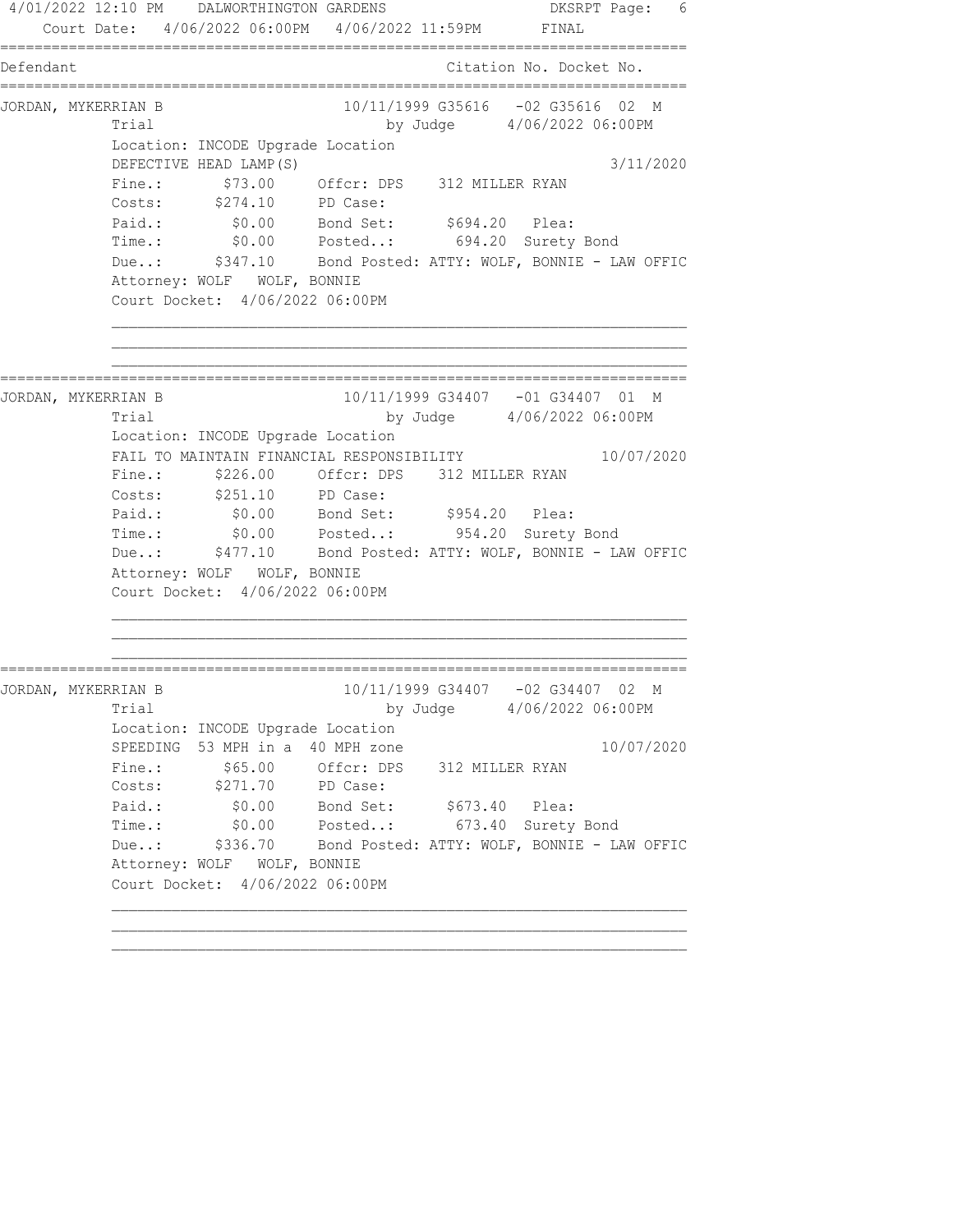```
4/01/2022 12:10 PM    DALWORTHINGTON GARDENS                    DKSRPT Page:  6
    Court Date:  4/06/2022 06:00PM   4/06/2022 11:59PM       FINAL
================================================================================
Defendant                                          Citation No. Docket No.
================================================================================
JORDAN, MYKERRIAN B                   10/11/1999 G35616   -02 G35616  02  M
          Trial                              by Judge      4/06/2022 06:00PM
          Location: INCODE Upgrade Location
          DEFECTIVE HEAD LAMP(S)                                       3/11/2020
          Fine.:       $73.00     Offcr: DPS    312 MILLER RYAN
          Costs:      $274.10     PD Case:
          Paid.:        $0.00     Bond Set:      $694.20   Plea:
          Time.:        $0.00     Posted..:       694.20  Surety Bond
          Due..:      $347.10     Bond Posted: ATTY: WOLF, BONNIE - LAW OFFIC
          Attorney: WOLF   WOLF, BONNIE
          Court Docket:  4/06/2022 06:00PM

          ______________________________________________________________________
          ______________________________________________________________________
          ______________________________________________________________________
================================================================================
JORDAN, MYKERRIAN B                   10/11/1999 G34407   -01 G34407  01  M
          Trial                              by Judge      4/06/2022 06:00PM
          Location: INCODE Upgrade Location
          FAIL TO MAINTAIN FINANCIAL RESPONSIBILITY                   10/07/2020
          Fine.:      $226.00     Offcr: DPS    312 MILLER RYAN
          Costs:      $251.10     PD Case:
          Paid.:        $0.00     Bond Set:      $954.20   Plea:
          Time.:        $0.00     Posted..:       954.20  Surety Bond
          Due..:      $477.10     Bond Posted: ATTY: WOLF, BONNIE - LAW OFFIC
          Attorney: WOLF   WOLF, BONNIE
          Court Docket:  4/06/2022 06:00PM

          ______________________________________________________________________
          ______________________________________________________________________
          ______________________________________________________________________
================================================================================
JORDAN, MYKERRIAN B                   10/11/1999 G34407   -02 G34407  02  M
          Trial                              by Judge      4/06/2022 06:00PM
          Location: INCODE Upgrade Location
          SPEEDING  53 MPH in a  40 MPH zone                          10/07/2020
          Fine.:       $65.00     Offcr: DPS    312 MILLER RYAN
          Costs:      $271.70     PD Case:
          Paid.:        $0.00     Bond Set:      $673.40   Plea:
          Time.:        $0.00     Posted..:       673.40  Surety Bond
          Due..:      $336.70     Bond Posted: ATTY: WOLF, BONNIE - LAW OFFIC
          Attorney: WOLF   WOLF, BONNIE
          Court Docket:  4/06/2022 06:00PM

          ______________________________________________________________________
          ______________________________________________________________________
          ______________________________________________________________________
```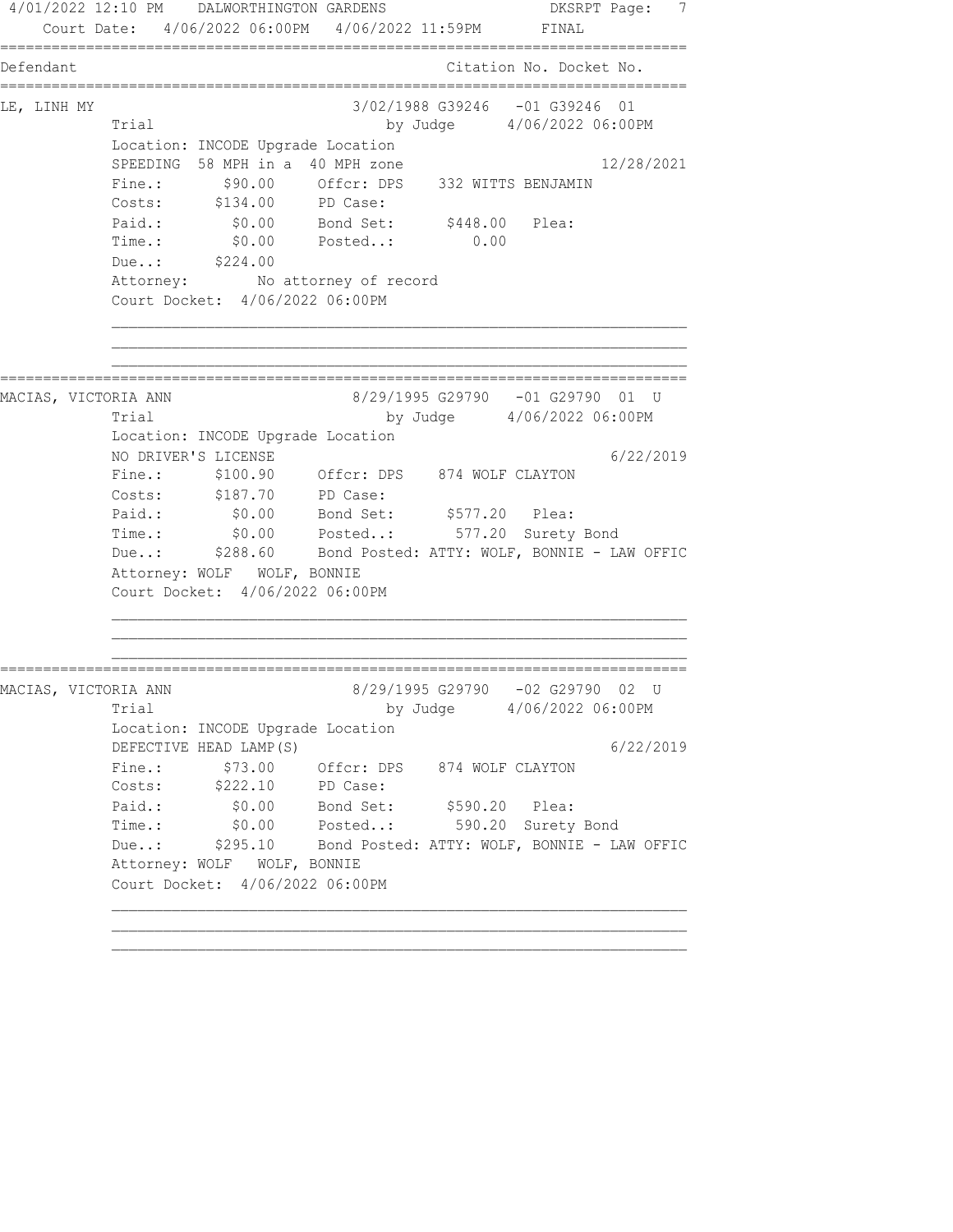4/01/2022 12:10 PM DALWORTHINGTON GARDENS DKSRPT Page: 7

Court Date: 4/06/2022 06:00PM 4/06/2022 11:59PM FINAL

```
================================================================================
Defendant                                          Citation No. Docket No.
================================================================================
LE, LINH MY                          3/02/1988 G39246   -01 G39246  01
          Trial                              by Judge      4/06/2022 06:00PM
          Location: INCODE Upgrade Location
          SPEEDING  58 MPH in a  40 MPH zone                          12/28/2021
          Fine.:       $90.00     Offcr: DPS    332 WITTS BENJAMIN
          Costs:      $134.00     PD Case:
          Paid.:        $0.00     Bond Set:      $448.00   Plea:
          Time.:        $0.00     Posted..:         0.00
          Due..:      $224.00
          Attorney:        No attorney of record
          Court Docket:  4/06/2022 06:00PM

          ______________________________________________________________________
          ______________________________________________________________________
          ______________________________________________________________________
================================================================================
MACIAS, VICTORIA ANN                 8/29/1995 G29790   -01 G29790  01  U
          Trial                              by Judge      4/06/2022 06:00PM
          Location: INCODE Upgrade Location
          NO DRIVER'S LICENSE                                          6/22/2019
          Fine.:      $100.90     Offcr: DPS    874 WOLF CLAYTON
          Costs:      $187.70     PD Case:
          Paid.:        $0.00     Bond Set:      $577.20   Plea:
          Time.:        $0.00     Posted..:       577.20  Surety Bond
          Due..:      $288.60     Bond Posted: ATTY: WOLF, BONNIE - LAW OFFIC
          Attorney: WOLF   WOLF, BONNIE
          Court Docket:  4/06/2022 06:00PM

          ______________________________________________________________________
          ______________________________________________________________________
          ______________________________________________________________________
================================================================================
MACIAS, VICTORIA ANN                 8/29/1995 G29790   -02 G29790  02  U
          Trial                              by Judge      4/06/2022 06:00PM
          Location: INCODE Upgrade Location
          DEFECTIVE HEAD LAMP(S)                                       6/22/2019
          Fine.:       $73.00     Offcr: DPS    874 WOLF CLAYTON
          Costs:      $222.10     PD Case:
          Paid.:        $0.00     Bond Set:      $590.20   Plea:
          Time.:        $0.00     Posted..:       590.20  Surety Bond
          Due..:      $295.10     Bond Posted: ATTY: WOLF, BONNIE - LAW OFFIC
          Attorney: WOLF   WOLF, BONNIE
          Court Docket:  4/06/2022 06:00PM

          ______________________________________________________________________
          ______________________________________________________________________
          ______________________________________________________________________
```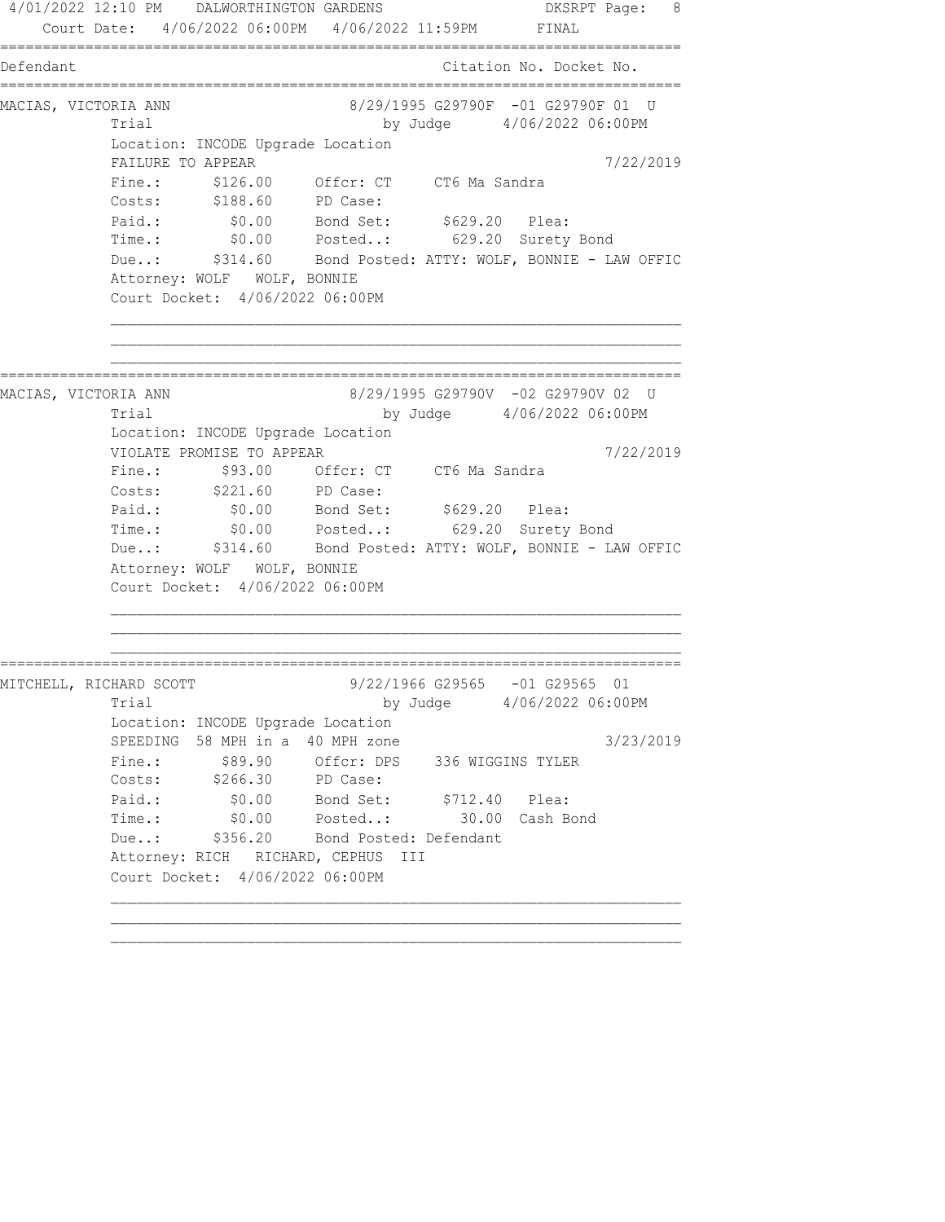4/01/2022 12:10 PM DALWORTHINGTON GARDENS DKSRPT

Court Date: 4/06/2022 06:00PM 4/06/2022 11:59PM FINAL

```
==============================================================================
Defendant                                          Citation No. Docket No.
==============================================================================
MACIAS, VICTORIA ANN               8/29/1995 G29790F  -01 G29790F 01  U
          Trial                           by Judge      4/06/2022 06:00PM
          Location: INCODE Upgrade Location
          FAILURE TO APPEAR                                       7/22/2019
          Fine.:      $126.00     Offcr: CT     CT6 Ma Sandra
          Costs:      $188.60     PD Case:
          Paid.:        $0.00     Bond Set:      $629.20   Plea:
          Time.:        $0.00     Posted..:       629.20  Surety Bond
          Due..:      $314.60     Bond Posted: ATTY: WOLF, BONNIE - LAW OFFIC
          Attorney: WOLF   WOLF, BONNIE
          Court Docket:  4/06/2022 06:00PM

          _________________________________________________________________
          _________________________________________________________________
          _________________________________________________________________
==============================================================================
MACIAS, VICTORIA ANN               8/29/1995 G29790V  -02 G29790V 02  U
          Trial                           by Judge      4/06/2022 06:00PM
          Location: INCODE Upgrade Location
          VIOLATE PROMISE TO APPEAR                               7/22/2019
          Fine.:       $93.00     Offcr: CT     CT6 Ma Sandra
          Costs:      $221.60     PD Case:
          Paid.:        $0.00     Bond Set:      $629.20   Plea:
          Time.:        $0.00     Posted..:       629.20  Surety Bond
          Due..:      $314.60     Bond Posted: ATTY: WOLF, BONNIE - LAW OFFIC
          Attorney: WOLF   WOLF, BONNIE
          Court Docket:  4/06/2022 06:00PM

          _________________________________________________________________
          _________________________________________________________________
          _________________________________________________________________
==============================================================================
MITCHELL, RICHARD SCOTT            9/22/1966 G29565   -01 G29565  01
          Trial                           by Judge      4/06/2022 06:00PM
          Location: INCODE Upgrade Location
          SPEEDING  58 MPH in a  40 MPH zone                      3/23/2019
          Fine.:       $89.90     Offcr: DPS    336 WIGGINS TYLER
          Costs:      $266.30     PD Case:
          Paid.:        $0.00     Bond Set:      $712.40   Plea:
          Time.:        $0.00     Posted..:        30.00  Cash Bond
          Due..:      $356.20     Bond Posted: Defendant
          Attorney: RICH   RICHARD, CEPHUS  III
          Court Docket:  4/06/2022 06:00PM

          _________________________________________________________________
          _________________________________________________________________
          _________________________________________________________________
```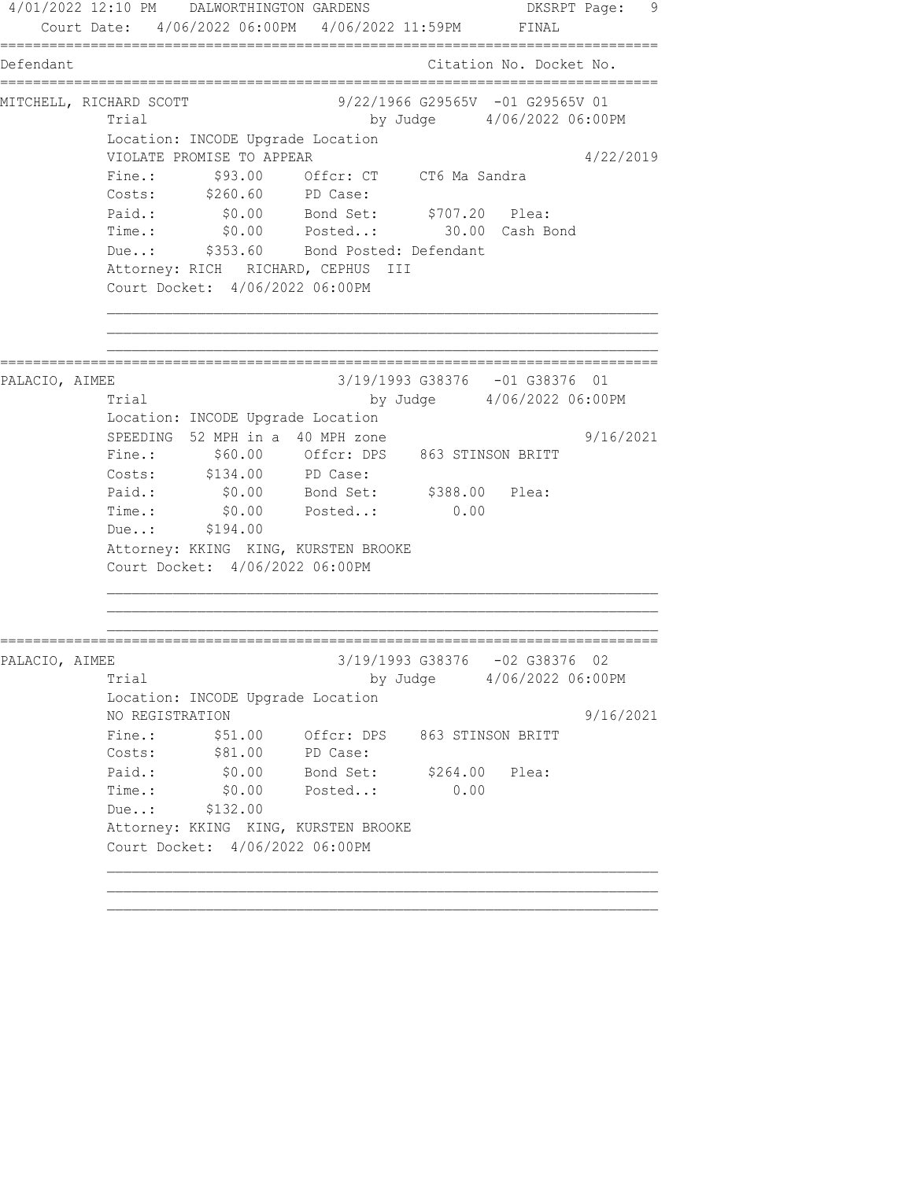4/01/2022 12:10 PM DALWORTHINGTON GARDENS DKSRPT

Court Date: 4/06/2022 06:00PM 4/06/2022 11:59PM FINAL

| Defendant | Citation No. Docket No. |
|---|---|

---

**MITCHELL, RICHARD SCOTT** — 9/22/1966 G29565V -01 G29565V 01

Trial — by Judge 4/06/2022 06:00PM

Location: INCODE Upgrade Location

VIOLATE PROMISE TO APPEAR — 4/22/2019

```
Fine.:     $93.00   Offcr: CT    CT6 Ma Sandra
Costs:    $260.60   PD Case:
Paid.:      $0.00   Bond Set:     $707.20   Plea:
Time.:      $0.00   Posted..:       30.00  Cash Bond
Due..:    $353.60   Bond Posted: Defendant
```

Attorney: RICH RICHARD, CEPHUS III

Court Docket: 4/06/2022 06:00PM

---

**PALACIO, AIMEE** — 3/19/1993 G38376 -01 G38376 01

Trial — by Judge 4/06/2022 06:00PM

Location: INCODE Upgrade Location

SPEEDING 52 MPH in a 40 MPH zone — 9/16/2021

```
Fine.:     $60.00   Offcr: DPS   863 STINSON BRITT
Costs:    $134.00   PD Case:
Paid.:      $0.00   Bond Set:     $388.00   Plea:
Time.:      $0.00   Posted..:        0.00
Due..:    $194.00
```

Attorney: KKING KING, KURSTEN BROOKE

Court Docket: 4/06/2022 06:00PM

---

**PALACIO, AIMEE** — 3/19/1993 G38376 -02 G38376 02

Trial — by Judge 4/06/2022 06:00PM

Location: INCODE Upgrade Location

NO REGISTRATION — 9/16/2021

```
Fine.:     $51.00   Offcr: DPS   863 STINSON BRITT
Costs:     $81.00   PD Case:
Paid.:      $0.00   Bond Set:     $264.00   Plea:
Time.:      $0.00   Posted..:        0.00
Due..:    $132.00
```

Attorney: KKING KING, KURSTEN BROOKE

Court Docket: 4/06/2022 06:00PM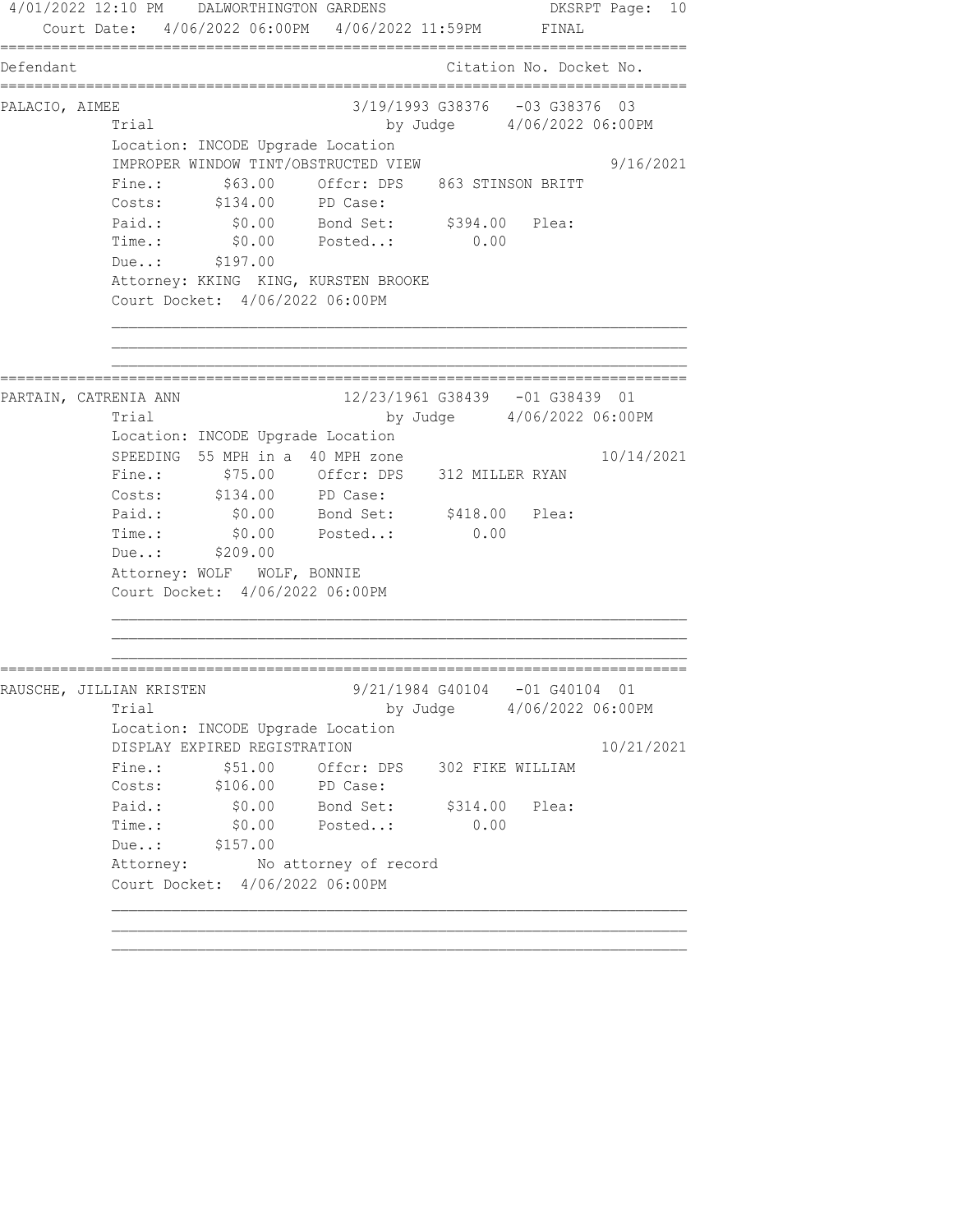Court Date: 4/06/2022 06:00PM 4/06/2022 11:59PM FINAL

```
==============================================================================
Defendant                                        Citation No. Docket No.
==============================================================================
PALACIO, AIMEE                     3/19/1993 G38376   -03 G38376  03
            Trial                             by Judge      4/06/2022 06:00PM
            Location: INCODE Upgrade Location
            IMPROPER WINDOW TINT/OBSTRUCTED VIEW                         9/16/2021
            Fine.:       $63.00     Offcr: DPS    863 STINSON BRITT
            Costs:      $134.00     PD Case:
            Paid.:        $0.00     Bond Set:      $394.00   Plea:
            Time.:        $0.00     Posted..:         0.00
            Due..:      $197.00
            Attorney: KKING  KING, KURSTEN BROOKE
            Court Docket:  4/06/2022 06:00PM

            ________________________________________________________________
            ________________________________________________________________
            ________________________________________________________________
==============================================================================
PARTAIN, CATRENIA ANN              12/23/1961 G38439   -01 G38439  01
            Trial                             by Judge      4/06/2022 06:00PM
            Location: INCODE Upgrade Location
            SPEEDING  55 MPH in a  40 MPH zone                          10/14/2021
            Fine.:       $75.00     Offcr: DPS    312 MILLER RYAN
            Costs:      $134.00     PD Case:
            Paid.:        $0.00     Bond Set:      $418.00   Plea:
            Time.:        $0.00     Posted..:         0.00
            Due..:      $209.00
            Attorney: WOLF   WOLF, BONNIE
            Court Docket:  4/06/2022 06:00PM

            ________________________________________________________________
            ________________________________________________________________
            ________________________________________________________________
==============================================================================
RAUSCHE, JILLIAN KRISTEN           9/21/1984 G40104   -01 G40104  01
            Trial                             by Judge      4/06/2022 06:00PM
            Location: INCODE Upgrade Location
            DISPLAY EXPIRED REGISTRATION                                10/21/2021
            Fine.:       $51.00     Offcr: DPS    302 FIKE WILLIAM
            Costs:      $106.00     PD Case:
            Paid.:        $0.00     Bond Set:      $314.00   Plea:
            Time.:        $0.00     Posted..:         0.00
            Due..:      $157.00
            Attorney:        No attorney of record
            Court Docket:  4/06/2022 06:00PM

            ________________________________________________________________
            ________________________________________________________________
            ________________________________________________________________
```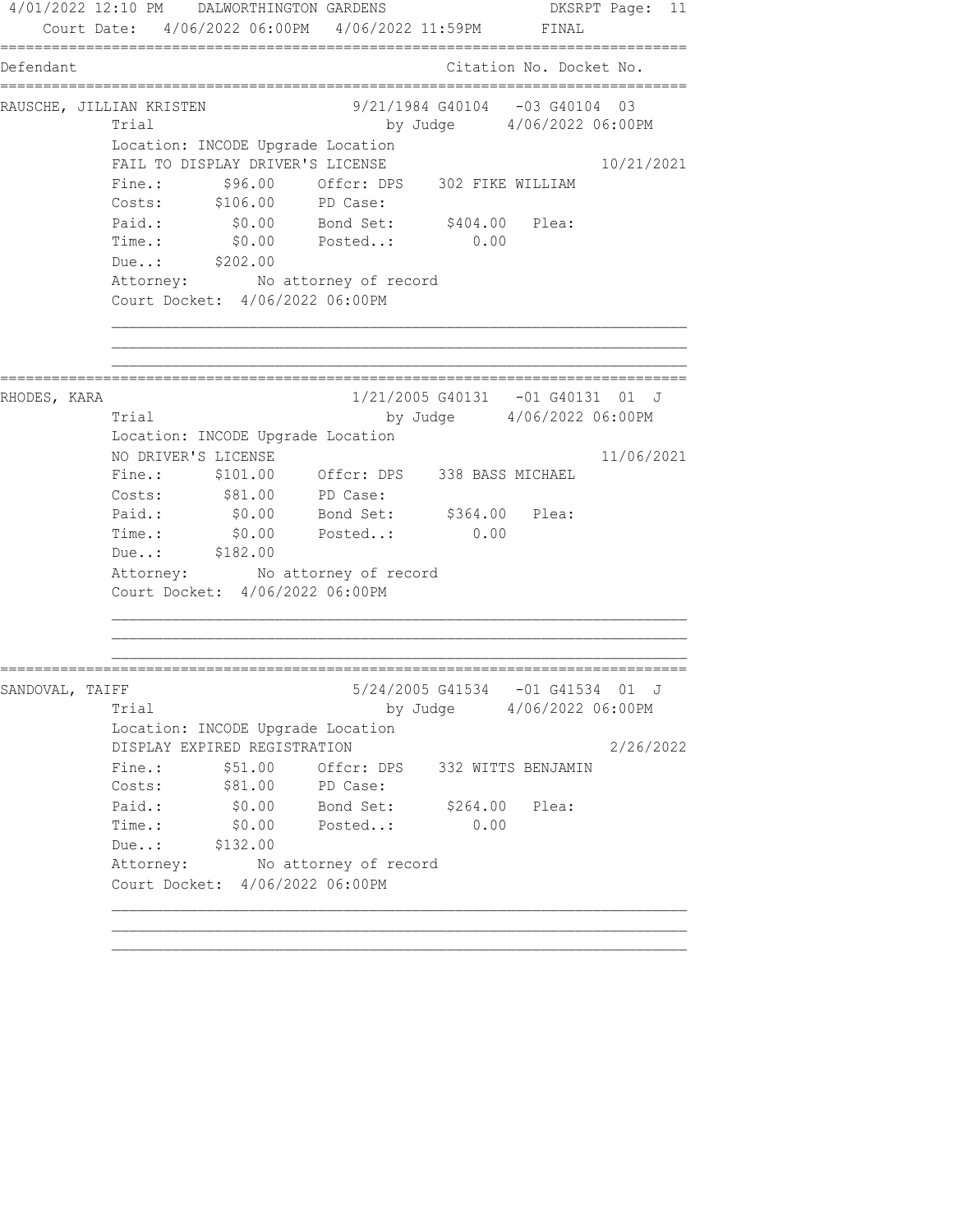4/01/2022 12:10 PM DALWORTHINGTON GARDENS

Court Date: 4/06/2022 06:00PM 4/06/2022 11:59PM FINAL

```
===============================================================================
Defendant                                          Citation No. Docket No.
===============================================================================
RAUSCHE, JILLIAN KRISTEN               9/21/1984 G40104   -03 G40104  03
             Trial                           by Judge     4/06/2022 06:00PM
             Location: INCODE Upgrade Location
             FAIL TO DISPLAY DRIVER'S LICENSE                              10/21/2021
             Fine.:       $96.00     Offcr: DPS    302 FIKE WILLIAM
             Costs:      $106.00     PD Case:
             Paid.:        $0.00     Bond Set:      $404.00   Plea:
             Time.:        $0.00     Posted..:         0.00
             Due..:      $202.00
             Attorney:         No attorney of record
             Court Docket:  4/06/2022 06:00PM

             ________________________________________________________________
             ________________________________________________________________
             ________________________________________________________________
===============================================================================
RHODES, KARA                           1/21/2005 G40131   -01 G40131  01  J
             Trial                           by Judge     4/06/2022 06:00PM
             Location: INCODE Upgrade Location
             NO DRIVER'S LICENSE                                           11/06/2021
             Fine.:      $101.00     Offcr: DPS    338 BASS MICHAEL
             Costs:       $81.00     PD Case:
             Paid.:        $0.00     Bond Set:      $364.00   Plea:
             Time.:        $0.00     Posted..:         0.00
             Due..:      $182.00
             Attorney:         No attorney of record
             Court Docket:  4/06/2022 06:00PM

             ________________________________________________________________
             ________________________________________________________________
             ________________________________________________________________
===============================================================================
SANDOVAL, TAIFF                        5/24/2005 G41534   -01 G41534  01  J
             Trial                           by Judge     4/06/2022 06:00PM
             Location: INCODE Upgrade Location
             DISPLAY EXPIRED REGISTRATION                                   2/26/2022
             Fine.:       $51.00     Offcr: DPS    332 WITTS BENJAMIN
             Costs:       $81.00     PD Case:
             Paid.:        $0.00     Bond Set:      $264.00   Plea:
             Time.:        $0.00     Posted..:         0.00
             Due..:      $132.00
             Attorney:         No attorney of record
             Court Docket:  4/06/2022 06:00PM

             ________________________________________________________________
             ________________________________________________________________
             ________________________________________________________________
```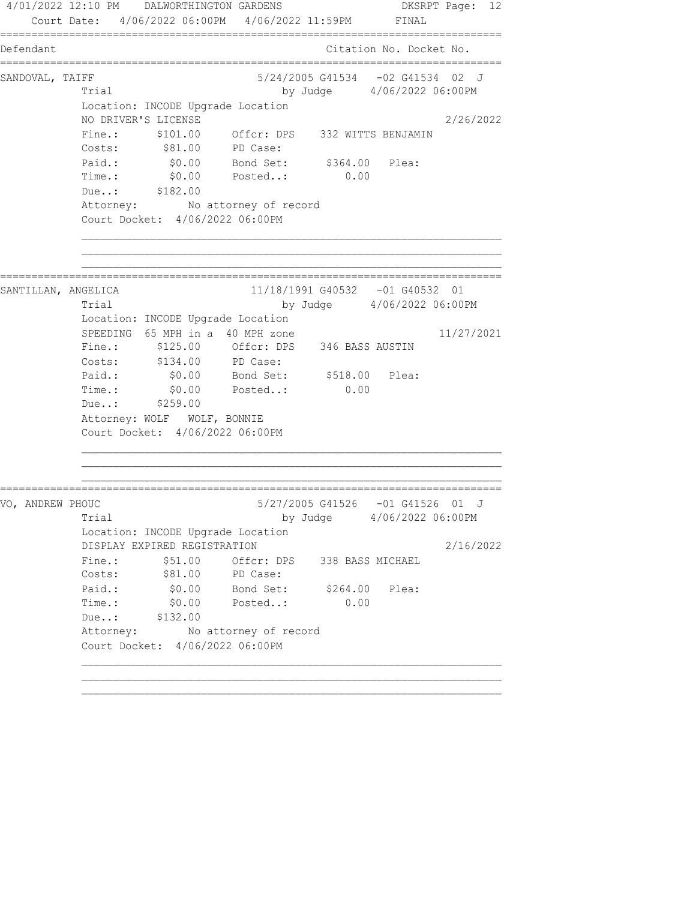Court Date: 4/06/2022 06:00PM 4/06/2022 11:59PM FINAL

| Defendant | Citation No. Docket No. |
|---|---|

```
SANDOVAL, TAIFF                          5/24/2005 G41534   -02 G41534  02  J
           Trial                               by Judge      4/06/2022 06:00PM
           Location: INCODE Upgrade Location
           NO DRIVER'S LICENSE                                          2/26/2022
           Fine.:      $101.00     Offcr: DPS    332 WITTS BENJAMIN
           Costs:       $81.00     PD Case:
           Paid.:        $0.00     Bond Set:      $364.00   Plea:
           Time.:        $0.00     Posted..:         0.00
           Due..:      $182.00
           Attorney:        No attorney of record
           Court Docket:  4/06/2022 06:00PM
```

```
SANTILLAN, ANGELICA                      11/18/1991 G40532   -01 G40532  01
           Trial                               by Judge      4/06/2022 06:00PM
           Location: INCODE Upgrade Location
           SPEEDING  65 MPH in a  40 MPH zone                          11/27/2021
           Fine.:      $125.00     Offcr: DPS    346 BASS AUSTIN
           Costs:      $134.00     PD Case:
           Paid.:        $0.00     Bond Set:      $518.00   Plea:
           Time.:        $0.00     Posted..:         0.00
           Due..:      $259.00
           Attorney: WOLF   WOLF, BONNIE
           Court Docket:  4/06/2022 06:00PM
```

```
VO, ANDREW PHOUC                         5/27/2005 G41526   -01 G41526  01  J
           Trial                               by Judge      4/06/2022 06:00PM
           Location: INCODE Upgrade Location
           DISPLAY EXPIRED REGISTRATION                                 2/16/2022
           Fine.:       $51.00     Offcr: DPS    338 BASS MICHAEL
           Costs:       $81.00     PD Case:
           Paid.:        $0.00     Bond Set:      $264.00   Plea:
           Time.:        $0.00     Posted..:         0.00
           Due..:      $132.00
           Attorney:        No attorney of record
           Court Docket:  4/06/2022 06:00PM
```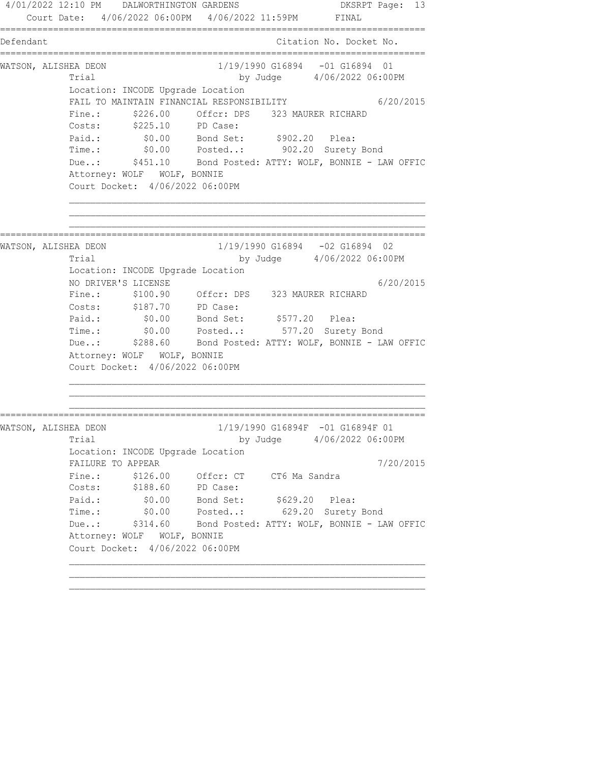Court Date: 4/06/2022 06:00PM 4/06/2022 11:59PM FINAL

| Defendant | Citation No. Docket No. |
|---|---|

**WATSON, ALISHEA DEON** — 1/19/1990 G16894 -01 G16894 01

Trial — by Judge 4/06/2022 06:00PM

Location: INCODE Upgrade Location

FAIL TO MAINTAIN FINANCIAL RESPONSIBILITY — 6/20/2015

Fine.: $226.00 Offcr: DPS 323 MAURER RICHARD

Costs: $225.10 PD Case:

Paid.: $0.00 Bond Set: $902.20 Plea:

Time.: $0.00 Posted..: 902.20 Surety Bond

Due..: $451.10 Bond Posted: ATTY: WOLF, BONNIE - LAW OFFIC

Attorney: WOLF WOLF, BONNIE

Court Docket: 4/06/2022 06:00PM

---

**WATSON, ALISHEA DEON** — 1/19/1990 G16894 -02 G16894 02

Trial — by Judge 4/06/2022 06:00PM

Location: INCODE Upgrade Location

NO DRIVER'S LICENSE — 6/20/2015

Fine.: $100.90 Offcr: DPS 323 MAURER RICHARD

Costs: $187.70 PD Case:

Paid.: $0.00 Bond Set: $577.20 Plea:

Time.: $0.00 Posted..: 577.20 Surety Bond

Due..: $288.60 Bond Posted: ATTY: WOLF, BONNIE - LAW OFFIC

Attorney: WOLF WOLF, BONNIE

Court Docket: 4/06/2022 06:00PM

---

**WATSON, ALISHEA DEON** — 1/19/1990 G16894F -01 G16894F 01

Trial — by Judge 4/06/2022 06:00PM

Location: INCODE Upgrade Location

FAILURE TO APPEAR — 7/20/2015

Fine.: $126.00 Offcr: CT CT6 Ma Sandra

Costs: $188.60 PD Case:

Paid.: $0.00 Bond Set: $629.20 Plea:

Time.: $0.00 Posted..: 629.20 Surety Bond

Due..: $314.60 Bond Posted: ATTY: WOLF, BONNIE - LAW OFFIC

Attorney: WOLF WOLF, BONNIE

Court Docket: 4/06/2022 06:00PM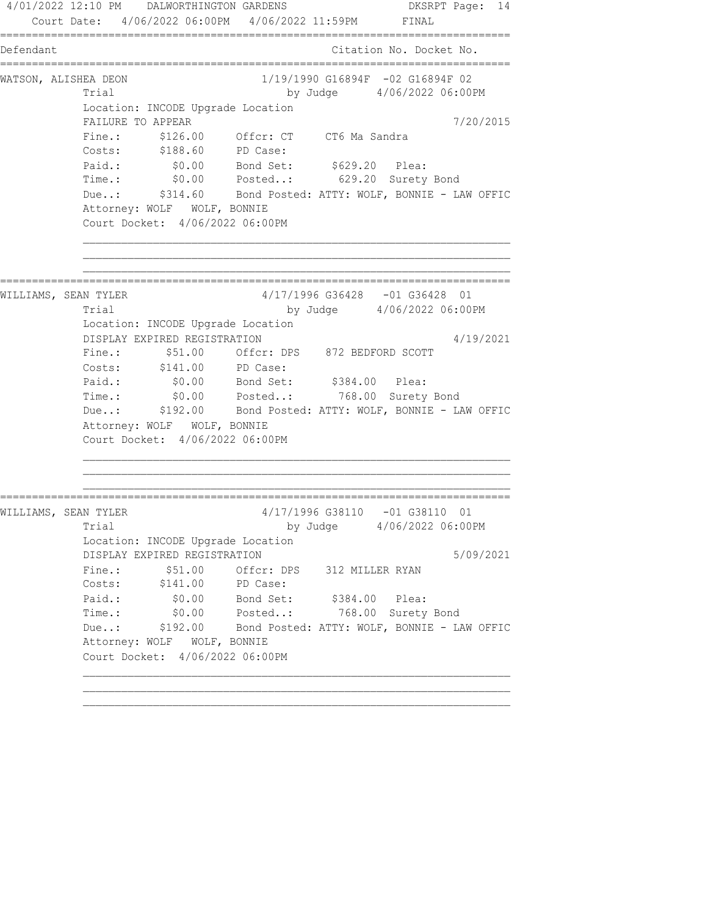4/01/2022 12:10 PM DALWORTHINGTON GARDENS DKSRPT

Court Date: 4/06/2022 06:00PM 4/06/2022 11:59PM FINAL

```
==============================================================================
Defendant                                          Citation No. Docket No.
==============================================================================
WATSON, ALISHEA DEON                  1/19/1990 G16894F  -02 G16894F 02
          Trial                            by Judge     4/06/2022 06:00PM
          Location: INCODE Upgrade Location
          FAILURE TO APPEAR                                          7/20/2015
          Fine.:      $126.00     Offcr: CT     CT6 Ma Sandra
          Costs:      $188.60     PD Case:
          Paid.:        $0.00     Bond Set:      $629.20   Plea:
          Time.:        $0.00     Posted..:       629.20  Surety Bond
          Due..:      $314.60     Bond Posted: ATTY: WOLF, BONNIE - LAW OFFIC
          Attorney: WOLF   WOLF, BONNIE
          Court Docket:  4/06/2022 06:00PM
          _______________________________________________________________
          _______________________________________________________________
          _______________________________________________________________
==============================================================================
WILLIAMS, SEAN TYLER                  4/17/1996 G36428   -01 G36428  01
          Trial                            by Judge     4/06/2022 06:00PM
          Location: INCODE Upgrade Location
          DISPLAY EXPIRED REGISTRATION                               4/19/2021
          Fine.:       $51.00     Offcr: DPS    872 BEDFORD SCOTT
          Costs:      $141.00     PD Case:
          Paid.:        $0.00     Bond Set:      $384.00   Plea:
          Time.:        $0.00     Posted..:       768.00  Surety Bond
          Due..:      $192.00     Bond Posted: ATTY: WOLF, BONNIE - LAW OFFIC
          Attorney: WOLF   WOLF, BONNIE
          Court Docket:  4/06/2022 06:00PM
          _______________________________________________________________
          _______________________________________________________________
          _______________________________________________________________
==============================================================================
WILLIAMS, SEAN TYLER                  4/17/1996 G38110   -01 G38110  01
          Trial                            by Judge     4/06/2022 06:00PM
          Location: INCODE Upgrade Location
          DISPLAY EXPIRED REGISTRATION                               5/09/2021
          Fine.:       $51.00     Offcr: DPS    312 MILLER RYAN
          Costs:      $141.00     PD Case:
          Paid.:        $0.00     Bond Set:      $384.00   Plea:
          Time.:        $0.00     Posted..:       768.00  Surety Bond
          Due..:      $192.00     Bond Posted: ATTY: WOLF, BONNIE - LAW OFFIC
          Attorney: WOLF   WOLF, BONNIE
          Court Docket:  4/06/2022 06:00PM
          _______________________________________________________________
          _______________________________________________________________
          _______________________________________________________________
```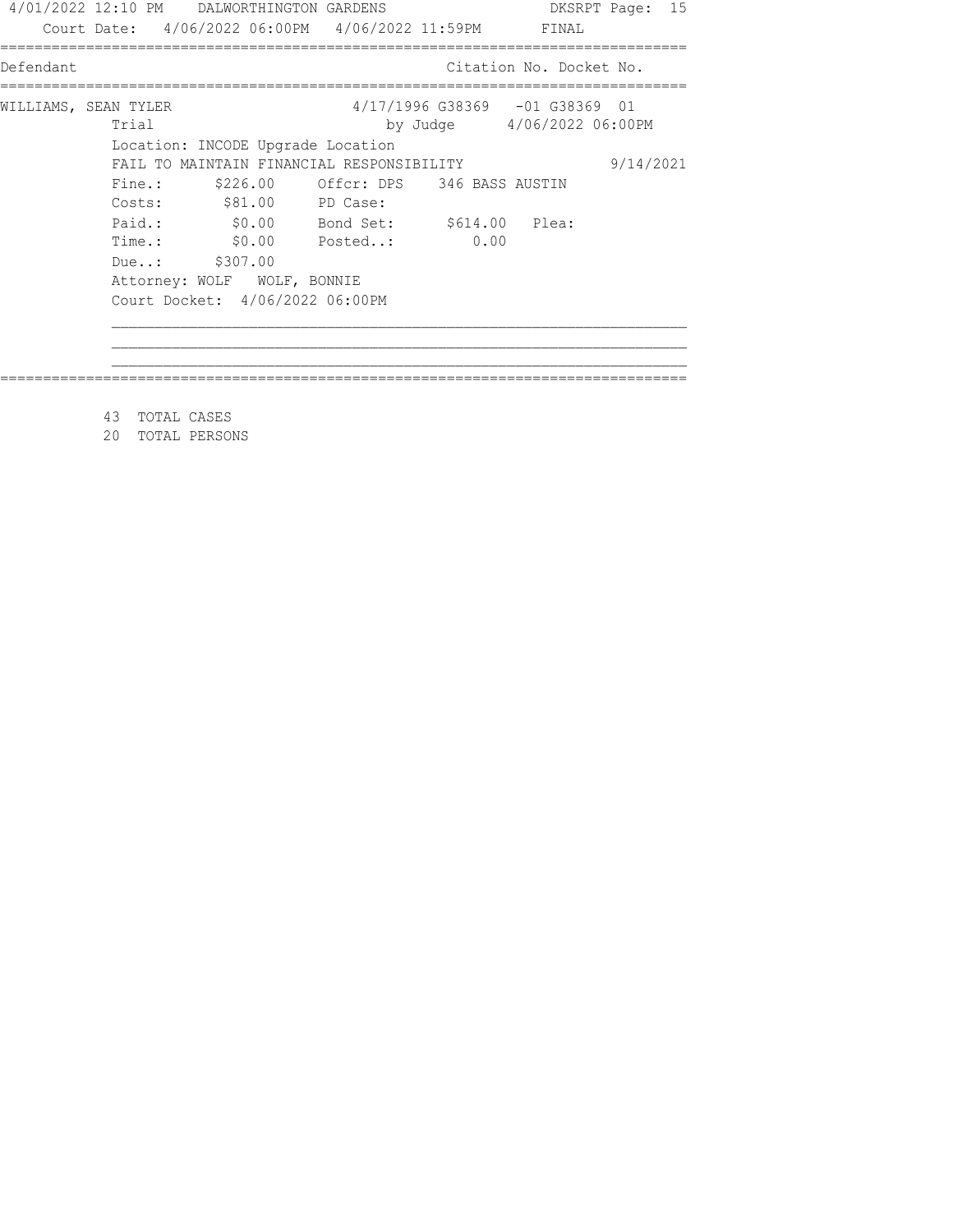| Defendant | Citation No. Docket No. |
| --- | --- |

WILLIAMS, SEAN TYLER    4/17/1996 G38369 -01 G38369 01

Trial    by Judge    4/06/2022 06:00PM

Location: INCODE Upgrade Location

FAIL TO MAINTAIN FINANCIAL RESPONSIBILITY    9/14/2021

| | | | | | |
| --- | --- | --- | --- | --- | --- |
| Fine.: | $226.00 | Offcr: DPS | 346 BASS AUSTIN | | |
| Costs: | $81.00 | PD Case: | | | |
| Paid.: | $0.00 | Bond Set: | $614.00 | Plea: | |
| Time.: | $0.00 | Posted..: | 0.00 | | |
| Due..: | $307.00 | | | | |

Attorney: WOLF WOLF, BONNIE

Court Docket: 4/06/2022 06:00PM

43 TOTAL CASES

20 TOTAL PERSONS